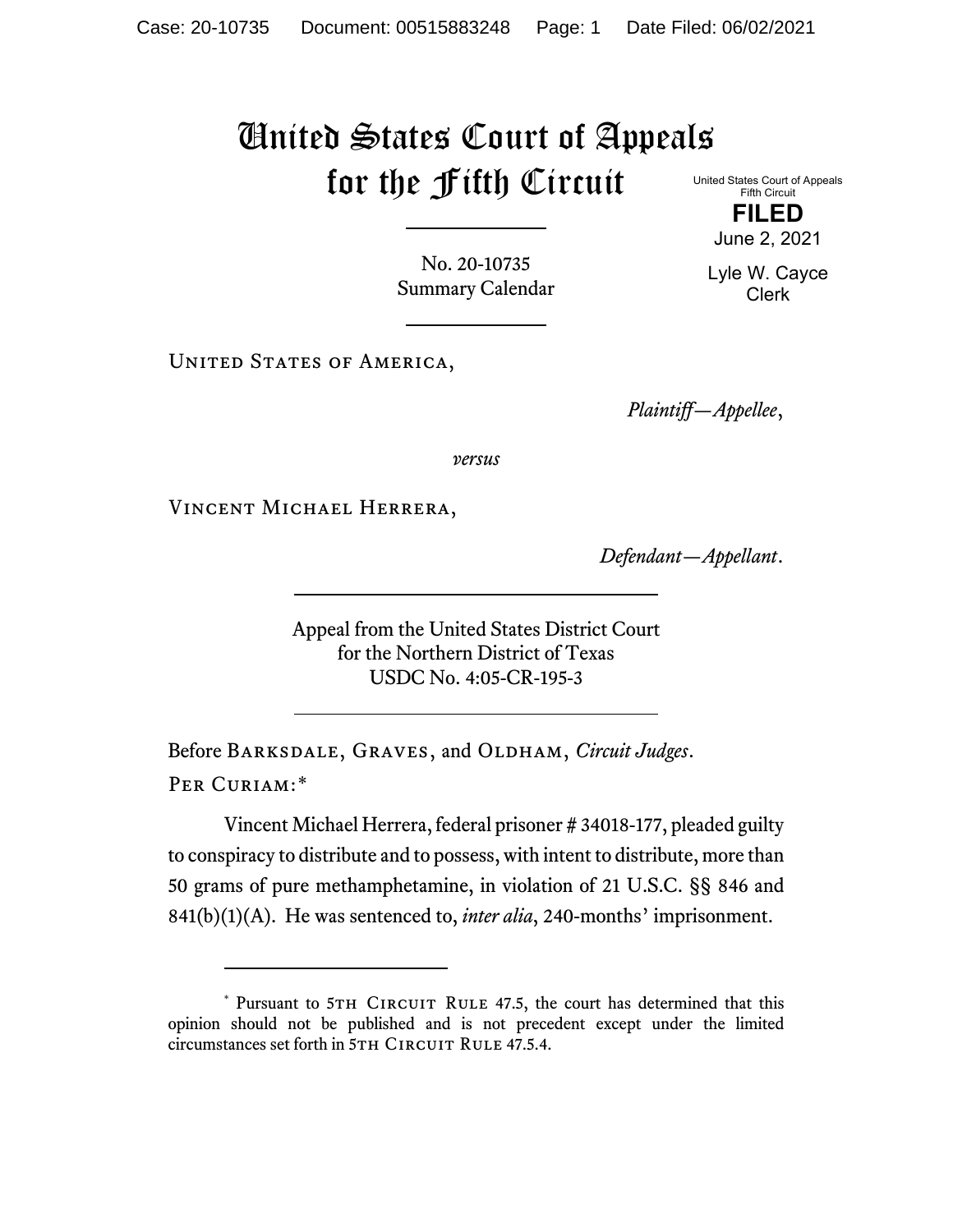# United States Court of Appeals for the Fifth Circuit

United States Court of Appeals
Fifth Circuit

**FILED**

June 2, 2021

Lyle W. Cayce
Clerk

No. 20-10735
Summary Calendar

United States of America,

*Plaintiff—Appellee*,

*versus*

Vincent Michael Herrera,

*Defendant—Appellant*.

Appeal from the United States District Court
for the Northern District of Texas
USDC No. 4:05-CR-195-3

Before Barksdale, Graves, and Oldham, *Circuit Judges*.

Per Curiam:*

Vincent Michael Herrera, federal prisoner # 34018-177, pleaded guilty to conspiracy to distribute and to possess, with intent to distribute, more than 50 grams of pure methamphetamine, in violation of 21 U.S.C. §§ 846 and 841(b)(1)(A). He was sentenced to, *inter alia*, 240-months' imprisonment.

---

\* Pursuant to 5th Circuit Rule 47.5, the court has determined that this opinion should not be published and is not precedent except under the limited circumstances set forth in 5th Circuit Rule 47.5.4.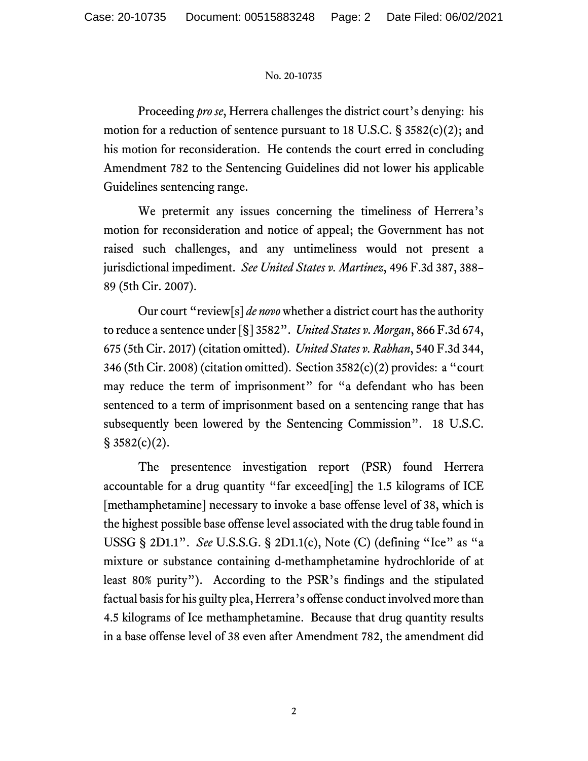Proceeding *pro se*, Herrera challenges the district court's denying: his motion for a reduction of sentence pursuant to 18 U.S.C. § 3582(c)(2); and his motion for reconsideration. He contends the court erred in concluding Amendment 782 to the Sentencing Guidelines did not lower his applicable Guidelines sentencing range.

We pretermit any issues concerning the timeliness of Herrera's motion for reconsideration and notice of appeal; the Government has not raised such challenges, and any untimeliness would not present a jurisdictional impediment. *See United States v. Martinez*, 496 F.3d 387, 388–89 (5th Cir. 2007).

Our court "review[s] *de novo* whether a district court has the authority to reduce a sentence under [§] 3582". *United States v. Morgan*, 866 F.3d 674, 675 (5th Cir. 2017) (citation omitted). *United States v. Rabhan*, 540 F.3d 344, 346 (5th Cir. 2008) (citation omitted). Section 3582(c)(2) provides: a "court may reduce the term of imprisonment" for "a defendant who has been sentenced to a term of imprisonment based on a sentencing range that has subsequently been lowered by the Sentencing Commission". 18 U.S.C. § 3582(c)(2).

The presentence investigation report (PSR) found Herrera accountable for a drug quantity "far exceed[ing] the 1.5 kilograms of ICE [methamphetamine] necessary to invoke a base offense level of 38, which is the highest possible base offense level associated with the drug table found in USSG § 2D1.1". *See* U.S.S.G. § 2D1.1(c), Note (C) (defining "Ice" as "a mixture or substance containing d-methamphetamine hydrochloride of at least 80% purity"). According to the PSR's findings and the stipulated factual basis for his guilty plea, Herrera's offense conduct involved more than 4.5 kilograms of Ice methamphetamine. Because that drug quantity results in a base offense level of 38 even after Amendment 782, the amendment did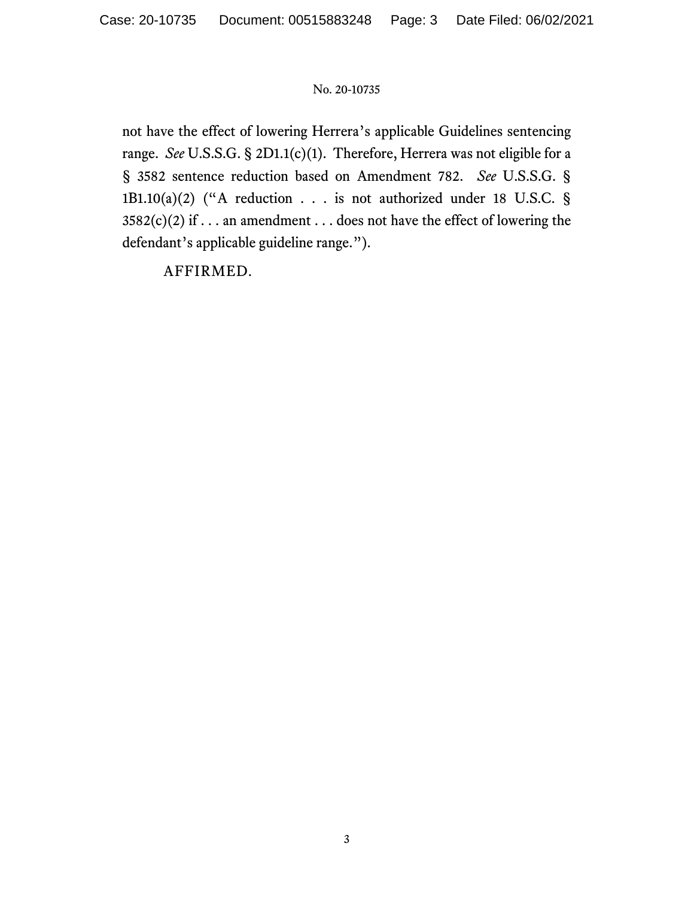not have the effect of lowering Herrera's applicable Guidelines sentencing range. *See* U.S.S.G. § 2D1.1(c)(1). Therefore, Herrera was not eligible for a § 3582 sentence reduction based on Amendment 782. *See* U.S.S.G. § 1B1.10(a)(2) ("A reduction . . . is not authorized under 18 U.S.C. § 3582(c)(2) if . . . an amendment . . . does not have the effect of lowering the defendant's applicable guideline range.").

AFFIRMED.